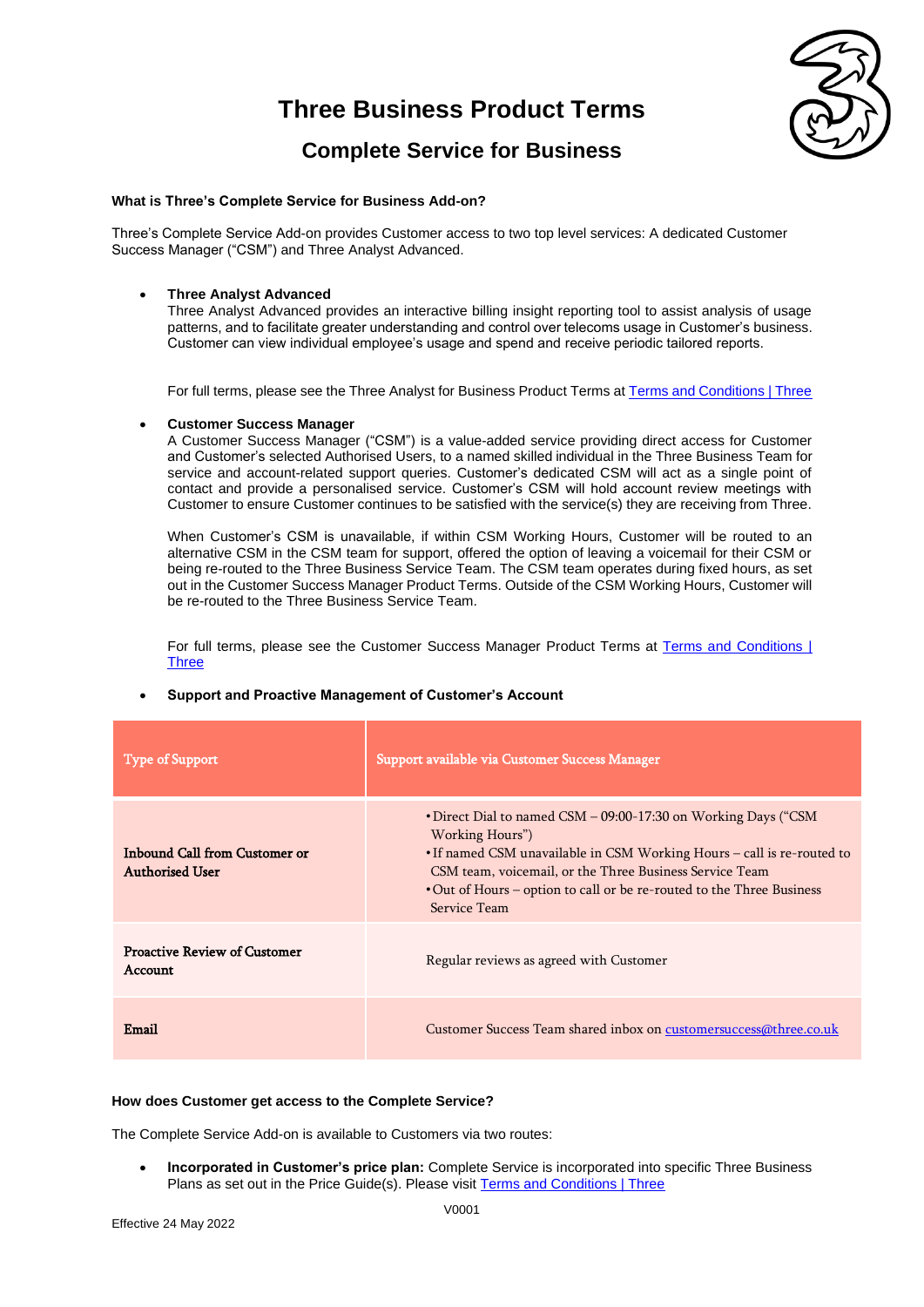# Three Business Product Terms

## Complete Service for Business

**What is Three's Complete Service for Business Add-on?**

Three's Complete Service Add-on provides Customer access to two top level services: A dedicated Customer Success Manager ("CSM") and Three Analyst Advanced.

- **Three Analyst Advanced**
  Three Analyst Advanced provides an interactive billing insight reporting tool to assist analysis of usage patterns, and to facilitate greater understanding and control over telecoms usage in Customer's business. Customer can view individual employee's usage and spend and receive periodic tailored reports.

  For full terms, please see the Three Analyst for Business Product Terms at Terms and Conditions | Three

- **Customer Success Manager**
  A Customer Success Manager ("CSM") is a value-added service providing direct access for Customer and Customer's selected Authorised Users, to a named skilled individual in the Three Business Team for service and account-related support queries. Customer's dedicated CSM will act as a single point of contact and provide a personalised service. Customer's CSM will hold account review meetings with Customer to ensure Customer continues to be satisfied with the service(s) they are receiving from Three.

  When Customer's CSM is unavailable, if within CSM Working Hours, Customer will be routed to an alternative CSM in the CSM team for support, offered the option of leaving a voicemail for their CSM or being re-routed to the Three Business Service Team. The CSM team operates during fixed hours, as set out in the Customer Success Manager Product Terms. Outside of the CSM Working Hours, Customer will be re-routed to the Three Business Service Team.

  For full terms, please see the Customer Success Manager Product Terms at Terms and Conditions | Three

- **Support and Proactive Management of Customer's Account**

| Type of Support | Support available via Customer Success Manager |
|---|---|
| **Inbound Call from Customer or Authorised User** | • Direct Dial to named CSM – 09:00-17:30 on Working Days ("CSM Working Hours")<br>• If named CSM unavailable in CSM Working Hours – call is re-routed to CSM team, voicemail, or the Three Business Service Team<br>• Out of Hours – option to call or be re-routed to the Three Business Service Team |
| **Proactive Review of Customer Account** | Regular reviews as agreed with Customer |
| **Email** | Customer Success Team shared inbox on customersuccess@three.co.uk |

**How does Customer get access to the Complete Service?**

The Complete Service Add-on is available to Customers via two routes:

- **Incorporated in Customer's price plan:** Complete Service is incorporated into specific Three Business Plans as set out in the Price Guide(s). Please visit Terms and Conditions | Three

V0001

Effective 24 May 2022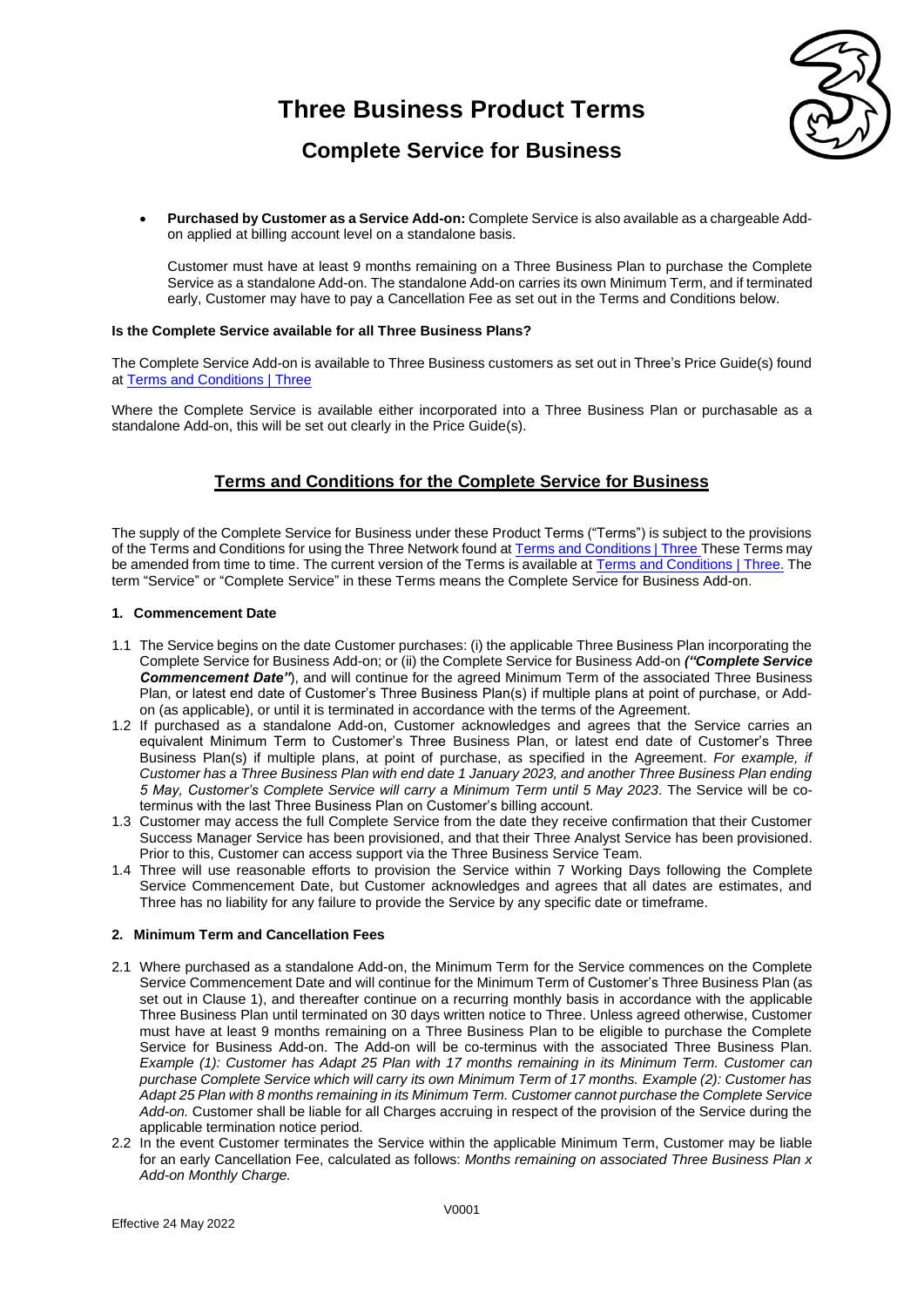# Three Business Product Terms

## Complete Service for Business

- **Purchased by Customer as a Service Add-on:** Complete Service is also available as a chargeable Add-on applied at billing account level on a standalone basis.

  Customer must have at least 9 months remaining on a Three Business Plan to purchase the Complete Service as a standalone Add-on. The standalone Add-on carries its own Minimum Term, and if terminated early, Customer may have to pay a Cancellation Fee as set out in the Terms and Conditions below.

**Is the Complete Service available for all Three Business Plans?**

The Complete Service Add-on is available to Three Business customers as set out in Three's Price Guide(s) found at [Terms and Conditions | Three]

Where the Complete Service is available either incorporated into a Three Business Plan or purchasable as a standalone Add-on, this will be set out clearly in the Price Guide(s).

## Terms and Conditions for the Complete Service for Business

The supply of the Complete Service for Business under these Product Terms ("Terms") is subject to the provisions of the Terms and Conditions for using the Three Network found at [Terms and Conditions | Three] These Terms may be amended from time to time. The current version of the Terms is available at [Terms and Conditions | Three.] The term "Service" or "Complete Service" in these Terms means the Complete Service for Business Add-on.

### 1. Commencement Date

1.1 The Service begins on the date Customer purchases: (i) the applicable Three Business Plan incorporating the Complete Service for Business Add-on; or (ii) the Complete Service for Business Add-on ***("Complete Service Commencement Date")***, and will continue for the agreed Minimum Term of the associated Three Business Plan, or latest end date of Customer's Three Business Plan(s) if multiple plans at point of purchase, or Add-on (as applicable), or until it is terminated in accordance with the terms of the Agreement.

1.2 If purchased as a standalone Add-on, Customer acknowledges and agrees that the Service carries an equivalent Minimum Term to Customer's Three Business Plan, or latest end date of Customer's Three Business Plan(s) if multiple plans, at point of purchase, as specified in the Agreement. *For example, if Customer has a Three Business Plan with end date 1 January 2023, and another Three Business Plan ending 5 May, Customer's Complete Service will carry a Minimum Term until 5 May 2023*. The Service will be co-terminus with the last Three Business Plan on Customer's billing account.

1.3 Customer may access the full Complete Service from the date they receive confirmation that their Customer Success Manager Service has been provisioned, and that their Three Analyst Service has been provisioned. Prior to this, Customer can access support via the Three Business Service Team.

1.4 Three will use reasonable efforts to provision the Service within 7 Working Days following the Complete Service Commencement Date, but Customer acknowledges and agrees that all dates are estimates, and Three has no liability for any failure to provide the Service by any specific date or timeframe.

### 2. Minimum Term and Cancellation Fees

2.1 Where purchased as a standalone Add-on, the Minimum Term for the Service commences on the Complete Service Commencement Date and will continue for the Minimum Term of Customer's Three Business Plan (as set out in Clause 1), and thereafter continue on a recurring monthly basis in accordance with the applicable Three Business Plan until terminated on 30 days written notice to Three. Unless agreed otherwise, Customer must have at least 9 months remaining on a Three Business Plan to be eligible to purchase the Complete Service for Business Add-on. The Add-on will be co-terminus with the associated Three Business Plan. *Example (1): Customer has Adapt 25 Plan with 17 months remaining in its Minimum Term. Customer can purchase Complete Service which will carry its own Minimum Term of 17 months. Example (2): Customer has Adapt 25 Plan with 8 months remaining in its Minimum Term. Customer cannot purchase the Complete Service Add-on.* Customer shall be liable for all Charges accruing in respect of the provision of the Service during the applicable termination notice period.

2.2 In the event Customer terminates the Service within the applicable Minimum Term, Customer may be liable for an early Cancellation Fee, calculated as follows: *Months remaining on associated Three Business Plan x Add-on Monthly Charge.*

Effective 24 May 2022

V0001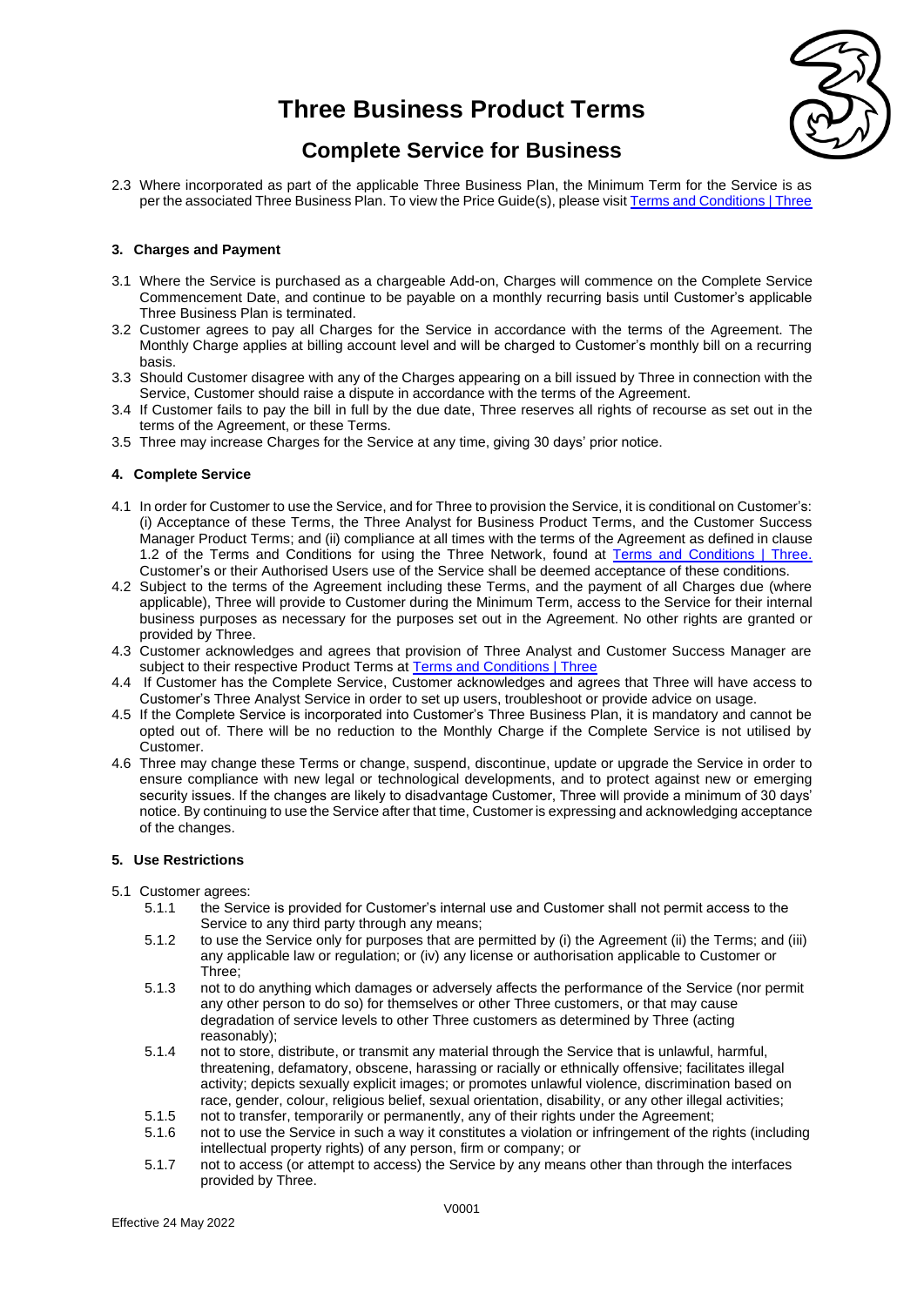2.3 Where incorporated as part of the applicable Three Business Plan, the Minimum Term for the Service is as per the associated Three Business Plan. To view the Price Guide(s), please visit Terms and Conditions | Three

### 3. Charges and Payment

3.1 Where the Service is purchased as a chargeable Add-on, Charges will commence on the Complete Service Commencement Date, and continue to be payable on a monthly recurring basis until Customer's applicable Three Business Plan is terminated.

3.2 Customer agrees to pay all Charges for the Service in accordance with the terms of the Agreement. The Monthly Charge applies at billing account level and will be charged to Customer's monthly bill on a recurring basis.

3.3 Should Customer disagree with any of the Charges appearing on a bill issued by Three in connection with the Service, Customer should raise a dispute in accordance with the terms of the Agreement.

3.4 If Customer fails to pay the bill in full by the due date, Three reserves all rights of recourse as set out in the terms of the Agreement, or these Terms.

3.5 Three may increase Charges for the Service at any time, giving 30 days' prior notice.

### 4. Complete Service

4.1 In order for Customer to use the Service, and for Three to provision the Service, it is conditional on Customer's: (i) Acceptance of these Terms, the Three Analyst for Business Product Terms, and the Customer Success Manager Product Terms; and (ii) compliance at all times with the terms of the Agreement as defined in clause 1.2 of the Terms and Conditions for using the Three Network, found at Terms and Conditions | Three. Customer's or their Authorised Users use of the Service shall be deemed acceptance of these conditions.

4.2 Subject to the terms of the Agreement including these Terms, and the payment of all Charges due (where applicable), Three will provide to Customer during the Minimum Term, access to the Service for their internal business purposes as necessary for the purposes set out in the Agreement. No other rights are granted or provided by Three.

4.3 Customer acknowledges and agrees that provision of Three Analyst and Customer Success Manager are subject to their respective Product Terms at Terms and Conditions | Three

4.4 If Customer has the Complete Service, Customer acknowledges and agrees that Three will have access to Customer's Three Analyst Service in order to set up users, troubleshoot or provide advice on usage.

4.5 If the Complete Service is incorporated into Customer's Three Business Plan, it is mandatory and cannot be opted out of. There will be no reduction to the Monthly Charge if the Complete Service is not utilised by Customer.

4.6 Three may change these Terms or change, suspend, discontinue, update or upgrade the Service in order to ensure compliance with new legal or technological developments, and to protect against new or emerging security issues. If the changes are likely to disadvantage Customer, Three will provide a minimum of 30 days' notice. By continuing to use the Service after that time, Customer is expressing and acknowledging acceptance of the changes.

### 5. Use Restrictions

5.1 Customer agrees:

- 5.1.1 the Service is provided for Customer's internal use and Customer shall not permit access to the Service to any third party through any means;
- 5.1.2 to use the Service only for purposes that are permitted by (i) the Agreement (ii) the Terms; and (iii) any applicable law or regulation; or (iv) any license or authorisation applicable to Customer or Three;
- 5.1.3 not to do anything which damages or adversely affects the performance of the Service (nor permit any other person to do so) for themselves or other Three customers, or that may cause degradation of service levels to other Three customers as determined by Three (acting reasonably);
- 5.1.4 not to store, distribute, or transmit any material through the Service that is unlawful, harmful, threatening, defamatory, obscene, harassing or racially or ethnically offensive; facilitates illegal activity; depicts sexually explicit images; or promotes unlawful violence, discrimination based on race, gender, colour, religious belief, sexual orientation, disability, or any other illegal activities;
- 5.1.5 not to transfer, temporarily or permanently, any of their rights under the Agreement;
- 5.1.6 not to use the Service in such a way it constitutes a violation or infringement of the rights (including intellectual property rights) of any person, firm or company; or
- 5.1.7 not to access (or attempt to access) the Service by any means other than through the interfaces provided by Three.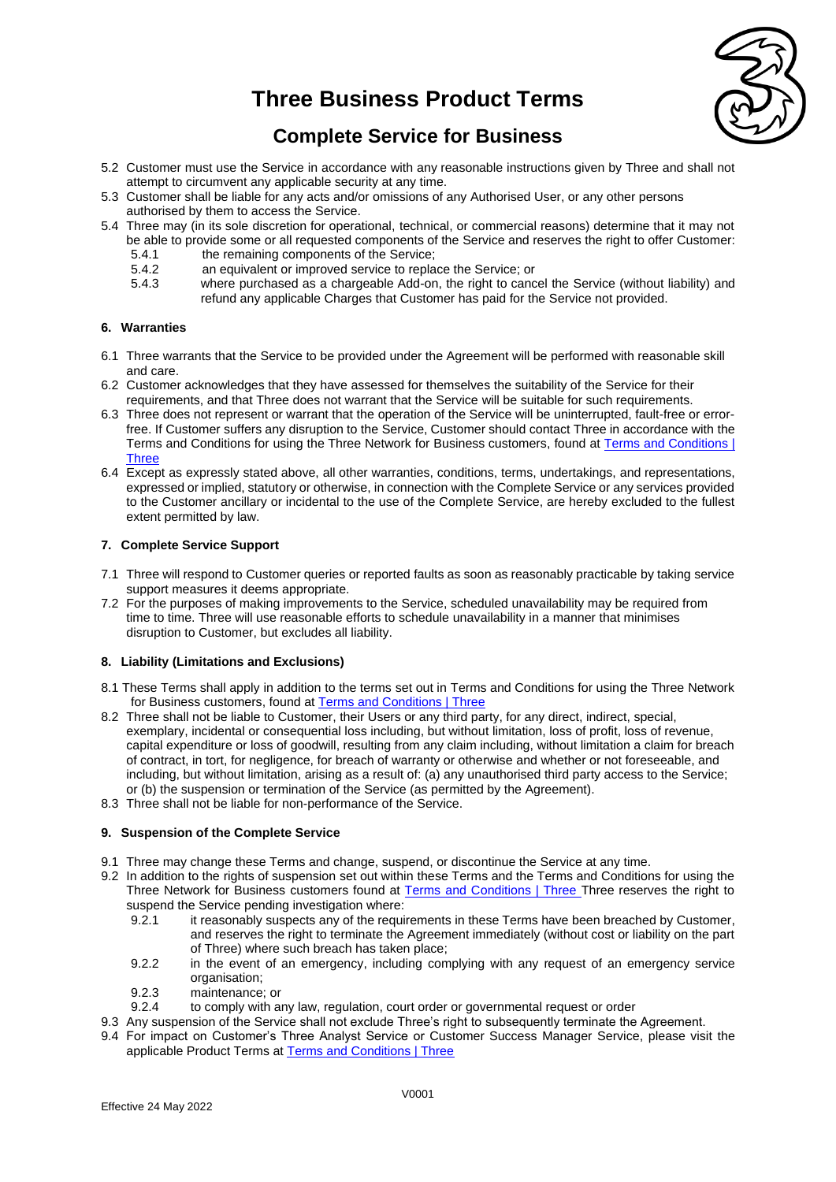5.2 Customer must use the Service in accordance with any reasonable instructions given by Three and shall not attempt to circumvent any applicable security at any time.

5.3 Customer shall be liable for any acts and/or omissions of any Authorised User, or any other persons authorised by them to access the Service.

5.4 Three may (in its sole discretion for operational, technical, or commercial reasons) determine that it may not be able to provide some or all requested components of the Service and reserves the right to offer Customer:

- 5.4.1 the remaining components of the Service;
- 5.4.2 an equivalent or improved service to replace the Service; or
- 5.4.3 where purchased as a chargeable Add-on, the right to cancel the Service (without liability) and refund any applicable Charges that Customer has paid for the Service not provided.

### 6. Warranties

6.1 Three warrants that the Service to be provided under the Agreement will be performed with reasonable skill and care.

6.2 Customer acknowledges that they have assessed for themselves the suitability of the Service for their requirements, and that Three does not warrant that the Service will be suitable for such requirements.

6.3 Three does not represent or warrant that the operation of the Service will be uninterrupted, fault-free or error-free. If Customer suffers any disruption to the Service, Customer should contact Three in accordance with the Terms and Conditions for using the Three Network for Business customers, found at [Terms and Conditions | Three]

6.4 Except as expressly stated above, all other warranties, conditions, terms, undertakings, and representations, expressed or implied, statutory or otherwise, in connection with the Complete Service or any services provided to the Customer ancillary or incidental to the use of the Complete Service, are hereby excluded to the fullest extent permitted by law.

### 7. Complete Service Support

7.1 Three will respond to Customer queries or reported faults as soon as reasonably practicable by taking service support measures it deems appropriate.

7.2 For the purposes of making improvements to the Service, scheduled unavailability may be required from time to time. Three will use reasonable efforts to schedule unavailability in a manner that minimises disruption to Customer, but excludes all liability.

### 8. Liability (Limitations and Exclusions)

8.1 These Terms shall apply in addition to the terms set out in Terms and Conditions for using the Three Network for Business customers, found at [Terms and Conditions | Three]

8.2 Three shall not be liable to Customer, their Users or any third party, for any direct, indirect, special, exemplary, incidental or consequential loss including, but without limitation, loss of profit, loss of revenue, capital expenditure or loss of goodwill, resulting from any claim including, without limitation a claim for breach of contract, in tort, for negligence, for breach of warranty or otherwise and whether or not foreseeable, and including, but without limitation, arising as a result of: (a) any unauthorised third party access to the Service; or (b) the suspension or termination of the Service (as permitted by the Agreement).

8.3 Three shall not be liable for non-performance of the Service.

### 9. Suspension of the Complete Service

9.1 Three may change these Terms and change, suspend, or discontinue the Service at any time.

9.2 In addition to the rights of suspension set out within these Terms and the Terms and Conditions for using the Three Network for Business customers found at [Terms and Conditions | Three] Three reserves the right to suspend the Service pending investigation where:

- 9.2.1 it reasonably suspects any of the requirements in these Terms have been breached by Customer, and reserves the right to terminate the Agreement immediately (without cost or liability on the part of Three) where such breach has taken place;
- 9.2.2 in the event of an emergency, including complying with any request of an emergency service organisation;
- 9.2.3 maintenance; or
- 9.2.4 to comply with any law, regulation, court order or governmental request or order

9.3 Any suspension of the Service shall not exclude Three's right to subsequently terminate the Agreement.

9.4 For impact on Customer's Three Analyst Service or Customer Success Manager Service, please visit the applicable Product Terms at [Terms and Conditions | Three]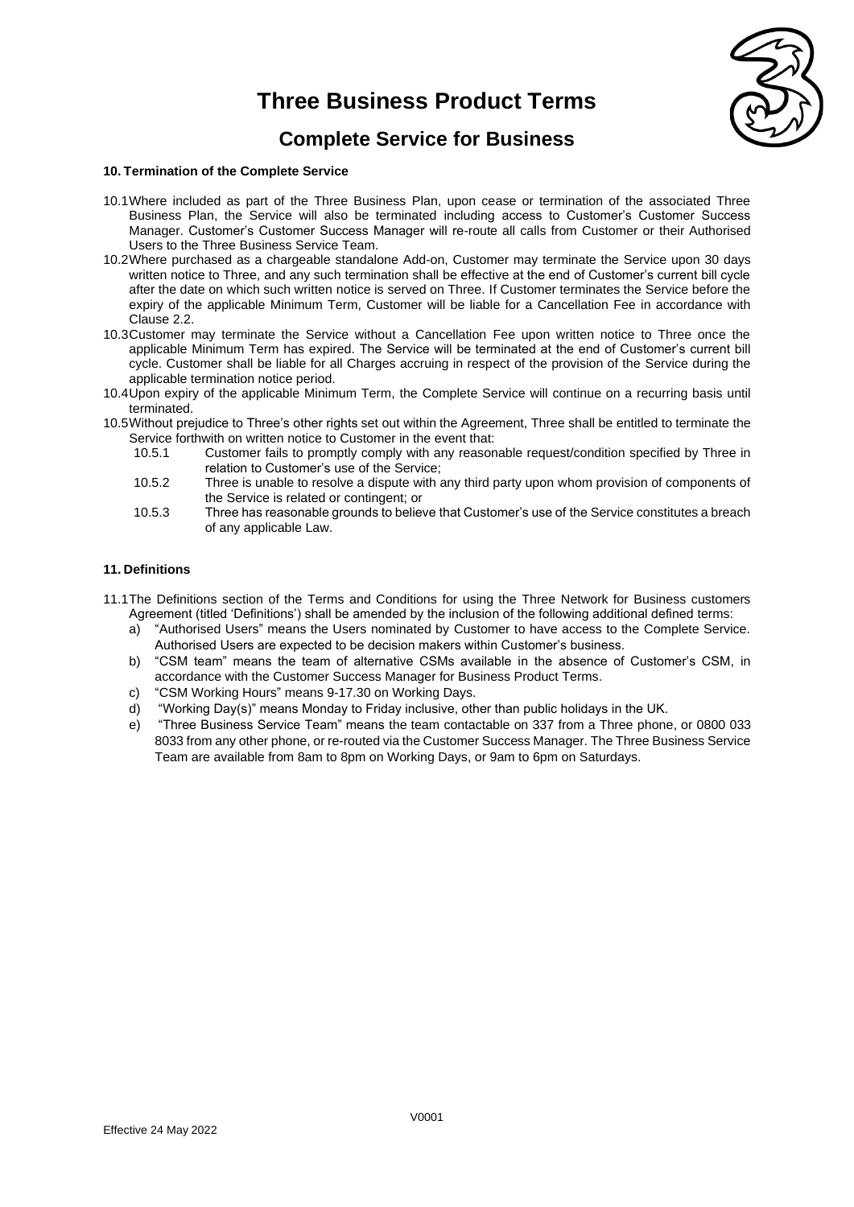# Three Business Product Terms

## Complete Service for Business

### 10. Termination of the Complete Service

10.1 Where included as part of the Three Business Plan, upon cease or termination of the associated Three Business Plan, the Service will also be terminated including access to Customer's Customer Success Manager. Customer's Customer Success Manager will re-route all calls from Customer or their Authorised Users to the Three Business Service Team.

10.2 Where purchased as a chargeable standalone Add-on, Customer may terminate the Service upon 30 days written notice to Three, and any such termination shall be effective at the end of Customer's current bill cycle after the date on which such written notice is served on Three. If Customer terminates the Service before the expiry of the applicable Minimum Term, Customer will be liable for a Cancellation Fee in accordance with Clause 2.2.

10.3 Customer may terminate the Service without a Cancellation Fee upon written notice to Three once the applicable Minimum Term has expired. The Service will be terminated at the end of Customer's current bill cycle. Customer shall be liable for all Charges accruing in respect of the provision of the Service during the applicable termination notice period.

10.4 Upon expiry of the applicable Minimum Term, the Complete Service will continue on a recurring basis until terminated.

10.5 Without prejudice to Three's other rights set out within the Agreement, Three shall be entitled to terminate the Service forthwith on written notice to Customer in the event that:

- 10.5.1 Customer fails to promptly comply with any reasonable request/condition specified by Three in relation to Customer's use of the Service;
- 10.5.2 Three is unable to resolve a dispute with any third party upon whom provision of components of the Service is related or contingent; or
- 10.5.3 Three has reasonable grounds to believe that Customer's use of the Service constitutes a breach of any applicable Law.

### 11. Definitions

11.1 The Definitions section of the Terms and Conditions for using the Three Network for Business customers Agreement (titled 'Definitions') shall be amended by the inclusion of the following additional defined terms:

a) "Authorised Users" means the Users nominated by Customer to have access to the Complete Service. Authorised Users are expected to be decision makers within Customer's business.

b) "CSM team" means the team of alternative CSMs available in the absence of Customer's CSM, in accordance with the Customer Success Manager for Business Product Terms.

c) "CSM Working Hours" means 9-17.30 on Working Days.

d) "Working Day(s)" means Monday to Friday inclusive, other than public holidays in the UK.

e) "Three Business Service Team" means the team contactable on 337 from a Three phone, or 0800 033 8033 from any other phone, or re-routed via the Customer Success Manager. The Three Business Service Team are available from 8am to 8pm on Working Days, or 9am to 6pm on Saturdays.

Effective 24 May 2022

V0001